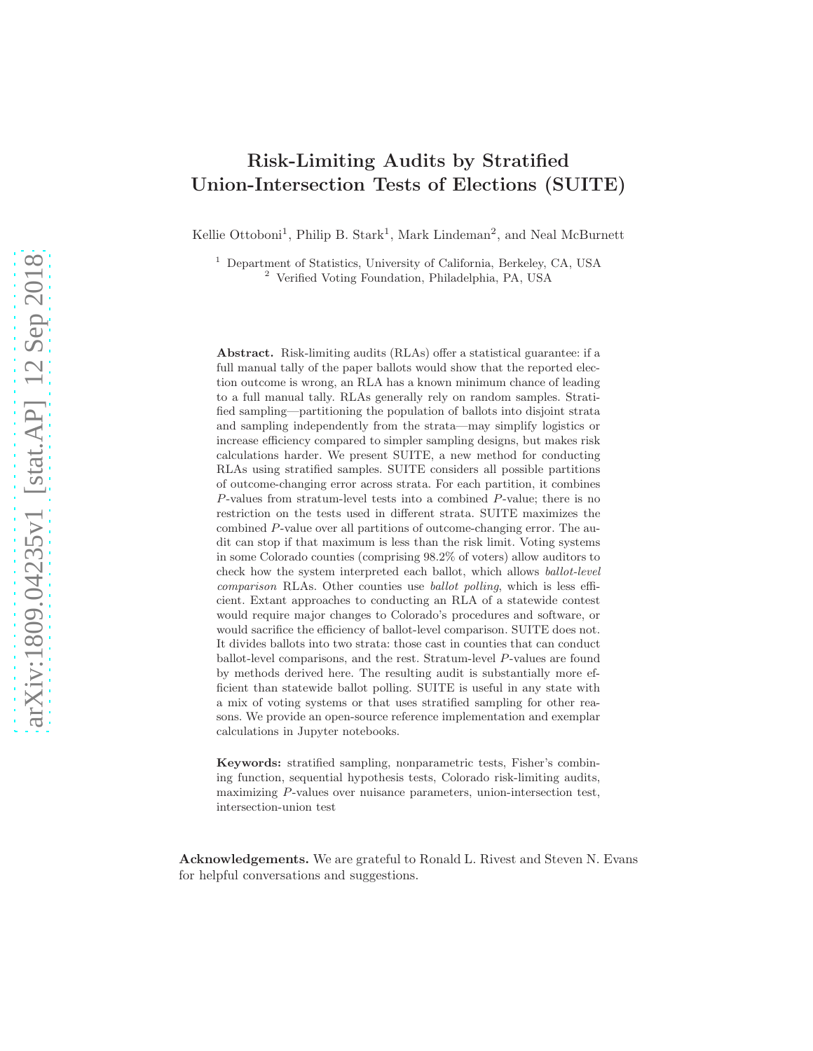# Risk-Limiting Audits by Stratified Union-Intersection Tests of Elections (SUITE)

Kellie Ottoboni[1], Philip B. Stark[1], Mark Lindeman[2], and Neal McBurnett

[1] Department of Statistics, University of California, Berkeley, CA, USA
[2] Verified Voting Foundation, Philadelphia, PA, USA

**Abstract.** Risk-limiting audits (RLAs) offer a statistical guarantee: if a full manual tally of the paper ballots would show that the reported election outcome is wrong, an RLA has a known minimum chance of leading to a full manual tally. RLAs generally rely on random samples. Stratified sampling—partitioning the population of ballots into disjoint strata and sampling independently from the strata—may simplify logistics or increase efficiency compared to simpler sampling designs, but makes risk calculations harder. We present SUITE, a new method for conducting RLAs using stratified samples. SUITE considers all possible partitions of outcome-changing error across strata. For each partition, it combines $P$-values from stratum-level tests into a combined $P$-value; there is no restriction on the tests used in different strata. SUITE maximizes the combined $P$-value over all partitions of outcome-changing error. The audit can stop if that maximum is less than the risk limit. Voting systems in some Colorado counties (comprising 98.2% of voters) allow auditors to check how the system interpreted each ballot, which allows *ballot-level comparison* RLAs. Other counties use *ballot polling*, which is less efficient. Extant approaches to conducting an RLA of a statewide contest would require major changes to Colorado's procedures and software, or would sacrifice the efficiency of ballot-level comparison. SUITE does not. It divides ballots into two strata: those cast in counties that can conduct ballot-level comparisons, and the rest. Stratum-level $P$-values are found by methods derived here. The resulting audit is substantially more efficient than statewide ballot polling. SUITE is useful in any state with a mix of voting systems or that uses stratified sampling for other reasons. We provide an open-source reference implementation and exemplar calculations in Jupyter notebooks.

**Keywords:** stratified sampling, nonparametric tests, Fisher's combining function, sequential hypothesis tests, Colorado risk-limiting audits, maximizing $P$-values over nuisance parameters, union-intersection test, intersection-union test

**Acknowledgements.** We are grateful to Ronald L. Rivest and Steven N. Evans for helpful conversations and suggestions.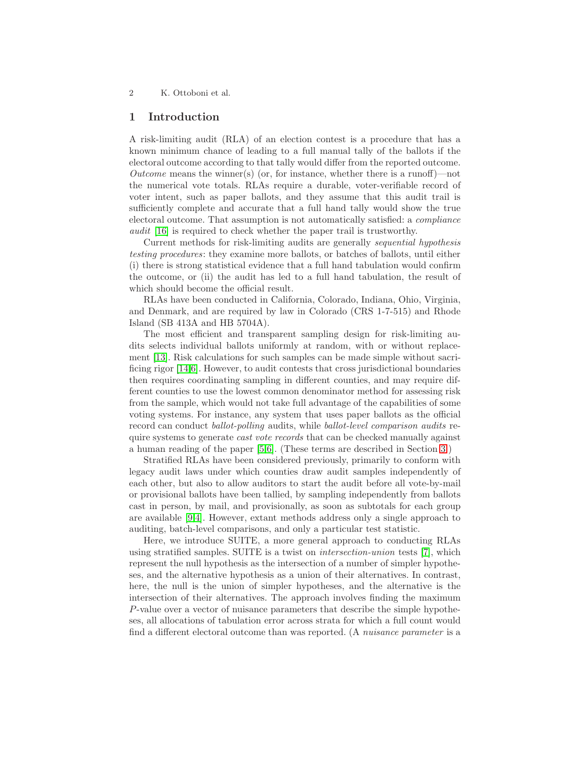## 1 Introduction

A risk-limiting audit (RLA) of an election contest is a procedure that has a known minimum chance of leading to a full manual tally of the ballots if the electoral outcome according to that tally would differ from the reported outcome. *Outcome* means the winner(s) (or, for instance, whether there is a runoff)—not the numerical vote totals. RLAs require a durable, voter-verifiable record of voter intent, such as paper ballots, and they assume that this audit trail is sufficiently complete and accurate that a full hand tally would show the true electoral outcome. That assumption is not automatically satisfied: a *compliance audit* [16] is required to check whether the paper trail is trustworthy.

Current methods for risk-limiting audits are generally *sequential hypothesis testing procedures*: they examine more ballots, or batches of ballots, until either (i) there is strong statistical evidence that a full hand tabulation would confirm the outcome, or (ii) the audit has led to a full hand tabulation, the result of which should become the official result.

RLAs have been conducted in California, Colorado, Indiana, Ohio, Virginia, and Denmark, and are required by law in Colorado (CRS 1-7-515) and Rhode Island (SB 413A and HB 5704A).

The most efficient and transparent sampling design for risk-limiting audits selects individual ballots uniformly at random, with or without replacement [13]. Risk calculations for such samples can be made simple without sacrificing rigor [14,6]. However, to audit contests that cross jurisdictional boundaries then requires coordinating sampling in different counties, and may require different counties to use the lowest common denominator method for assessing risk from the sample, which would not take full advantage of the capabilities of some voting systems. For instance, any system that uses paper ballots as the official record can conduct *ballot-polling* audits, while *ballot-level comparison audits* require systems to generate *cast vote records* that can be checked manually against a human reading of the paper [5,6]. (These terms are described in Section 3.)

Stratified RLAs have been considered previously, primarily to conform with legacy audit laws under which counties draw audit samples independently of each other, but also to allow auditors to start the audit before all vote-by-mail or provisional ballots have been tallied, by sampling independently from ballots cast in person, by mail, and provisionally, as soon as subtotals for each group are available [9,4]. However, extant methods address only a single approach to auditing, batch-level comparisons, and only a particular test statistic.

Here, we introduce SUITE, a more general approach to conducting RLAs using stratified samples. SUITE is a twist on *intersection-union* tests [7], which represent the null hypothesis as the intersection of a number of simpler hypotheses, and the alternative hypothesis as a union of their alternatives. In contrast, here, the null is the union of simpler hypotheses, and the alternative is the intersection of their alternatives. The approach involves finding the maximum $P$-value over a vector of nuisance parameters that describe the simple hypotheses, all allocations of tabulation error across strata for which a full count would find a different electoral outcome than was reported. (A *nuisance parameter* is a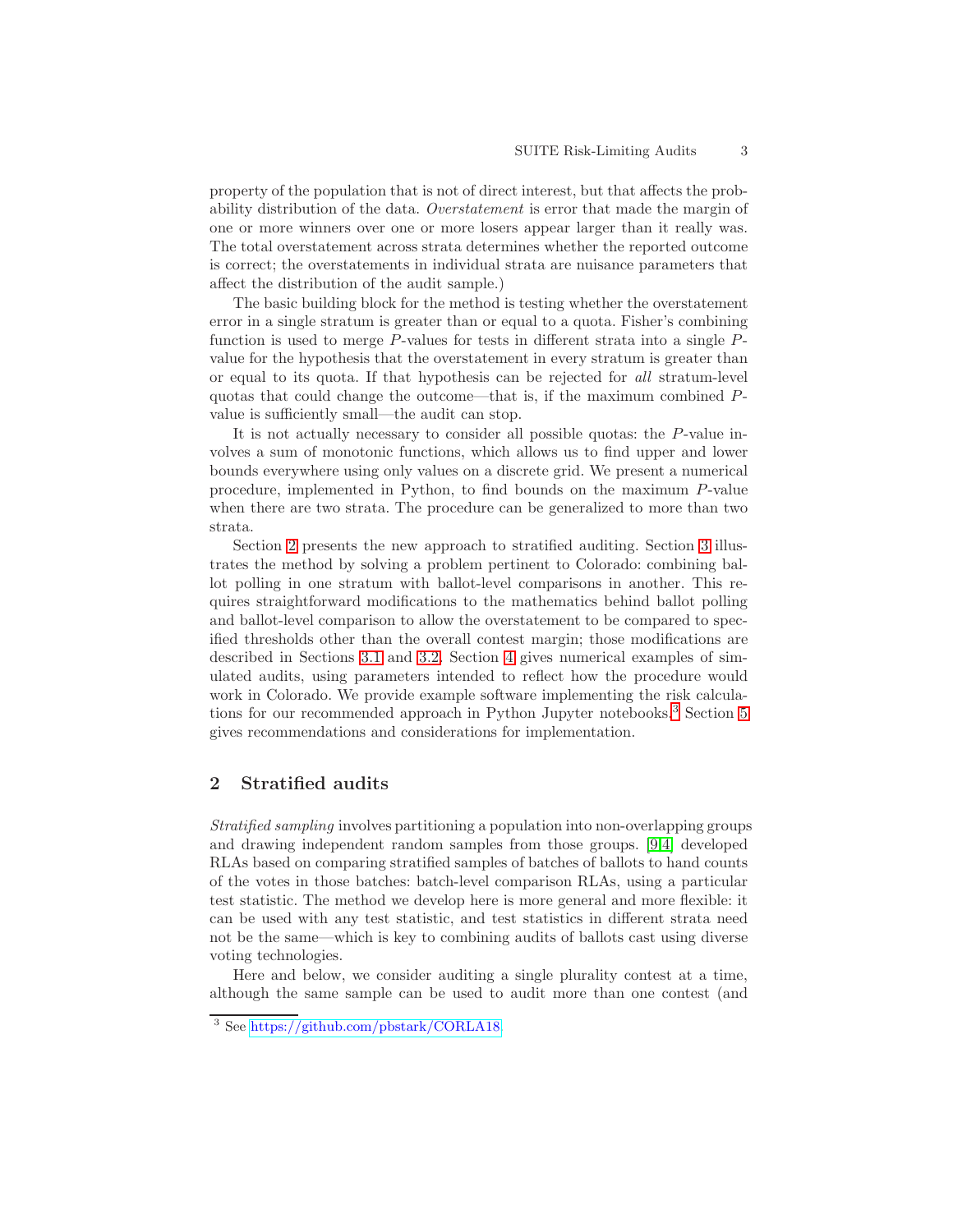property of the population that is not of direct interest, but that affects the probability distribution of the data. *Overstatement* is error that made the margin of one or more winners over one or more losers appear larger than it really was. The total overstatement across strata determines whether the reported outcome is correct; the overstatements in individual strata are nuisance parameters that affect the distribution of the audit sample.)

The basic building block for the method is testing whether the overstatement error in a single stratum is greater than or equal to a quota. Fisher's combining function is used to merge $P$-values for tests in different strata into a single $P$-value for the hypothesis that the overstatement in every stratum is greater than or equal to its quota. If that hypothesis can be rejected for *all* stratum-level quotas that could change the outcome—that is, if the maximum combined $P$-value is sufficiently small—the audit can stop.

It is not actually necessary to consider all possible quotas: the $P$-value involves a sum of monotonic functions, which allows us to find upper and lower bounds everywhere using only values on a discrete grid. We present a numerical procedure, implemented in Python, to find bounds on the maximum $P$-value when there are two strata. The procedure can be generalized to more than two strata.

Section 2 presents the new approach to stratified auditing. Section 3 illustrates the method by solving a problem pertinent to Colorado: combining ballot polling in one stratum with ballot-level comparisons in another. This requires straightforward modifications to the mathematics behind ballot polling and ballot-level comparison to allow the overstatement to be compared to specified thresholds other than the overall contest margin; those modifications are described in Sections 3.1 and 3.2. Section 4 gives numerical examples of simulated audits, using parameters intended to reflect how the procedure would work in Colorado. We provide example software implementing the risk calculations for our recommended approach in Python Jupyter notebooks.[3] Section 5 gives recommendations and considerations for implementation.

## 2 Stratified audits

*Stratified sampling* involves partitioning a population into non-overlapping groups and drawing independent random samples from those groups. [9,4] developed RLAs based on comparing stratified samples of batches of ballots to hand counts of the votes in those batches: batch-level comparison RLAs, using a particular test statistic. The method we develop here is more general and more flexible: it can be used with any test statistic, and test statistics in different strata need not be the same—which is key to combining audits of ballots cast using diverse voting technologies.

Here and below, we consider auditing a single plurality contest at a time, although the same sample can be used to audit more than one contest (and

[3] See https://github.com/pbstark/CORLA18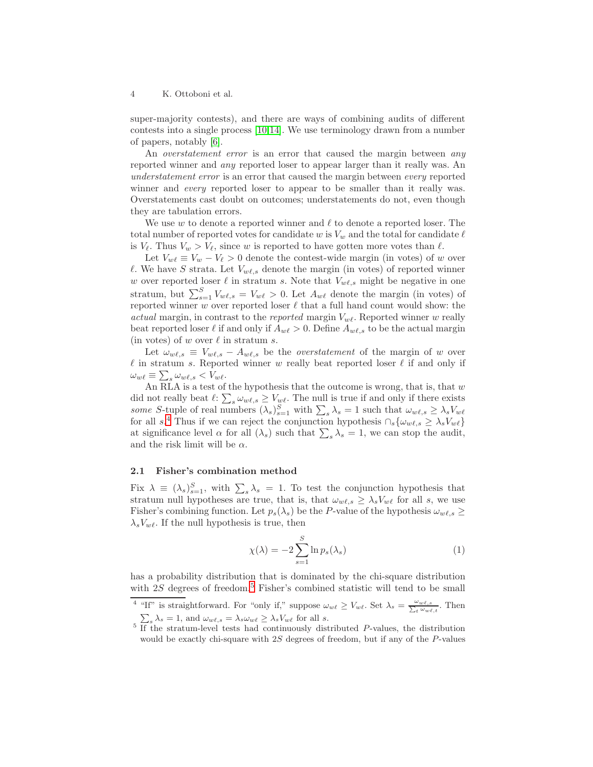super-majority contests), and there are ways of combining audits of different contests into a single process [10,14]. We use terminology drawn from a number of papers, notably [6].

An *overstatement error* is an error that caused the margin between *any* reported winner and *any* reported loser to appear larger than it really was. An *understatement error* is an error that caused the margin between *every* reported winner and *every* reported loser to appear to be smaller than it really was. Overstatements cast doubt on outcomes; understatements do not, even though they are tabulation errors.

We use $w$ to denote a reported winner and $\ell$ to denote a reported loser. The total number of reported votes for candidate $w$ is $V_w$ and the total for candidate $\ell$ is $V_\ell$. Thus $V_w > V_\ell$, since $w$ is reported to have gotten more votes than $\ell$.

Let $V_{w\ell} \equiv V_w - V_\ell > 0$ denote the contest-wide margin (in votes) of $w$ over $\ell$. We have $S$ strata. Let $V_{w\ell,s}$ denote the margin (in votes) of reported winner $w$ over reported loser $\ell$ in stratum $s$. Note that $V_{w\ell,s}$ might be negative in one stratum, but $\sum_{s=1}^{S} V_{w\ell,s} = V_{w\ell} > 0$. Let $A_{w\ell}$ denote the margin (in votes) of reported winner $w$ over reported loser $\ell$ that a full hand count would show: the *actual* margin, in contrast to the *reported* margin $V_{w\ell}$. Reported winner $w$ really beat reported loser $\ell$ if and only if $A_{w\ell} > 0$. Define $A_{w\ell,s}$ to be the actual margin (in votes) of $w$ over $\ell$ in stratum $s$.

Let $\omega_{w\ell,s} \equiv V_{w\ell,s} - A_{w\ell,s}$ be the *overstatement* of the margin of $w$ over $\ell$ in stratum $s$. Reported winner $w$ really beat reported loser $\ell$ if and only if $\omega_{w\ell} \equiv \sum_s \omega_{w\ell,s} < V_{w\ell}$.

An RLA is a test of the hypothesis that the outcome is wrong, that is, that $w$ did not really beat $\ell$: $\sum_s \omega_{w\ell,s} \geq V_{w\ell}$. The null is true if and only if there exists *some* $S$-tuple of real numbers $(\lambda_s)_{s=1}^{S}$ with $\sum_s \lambda_s = 1$ such that $\omega_{w\ell,s} \geq \lambda_s V_{w\ell}$ for all $s$.[4] Thus if we can reject the conjunction hypothesis $\cap_s \{\omega_{w\ell,s} \geq \lambda_s V_{w\ell}\}$ at significance level $\alpha$ for all $(\lambda_s)$ such that $\sum_s \lambda_s = 1$, we can stop the audit, and the risk limit will be $\alpha$.

### 2.1 Fisher's combination method

Fix $\lambda \equiv (\lambda_s)_{s=1}^{S}$, with $\sum_s \lambda_s = 1$. To test the conjunction hypothesis that stratum null hypotheses are true, that is, that $\omega_{w\ell,s} \geq \lambda_s V_{w\ell}$ for all $s$, we use Fisher's combining function. Let $p_s(\lambda_s)$ be the $P$-value of the hypothesis $\omega_{w\ell,s} \geq \lambda_s V_{w\ell}$. If the null hypothesis is true, then

$$\chi(\lambda) = -2 \sum_{s=1}^{S} \ln p_s(\lambda_s) \tag{1}$$

has a probability distribution that is dominated by the chi-square distribution with $2S$ degrees of freedom.[5] Fisher's combined statistic will tend to be small

[4] "If" is straightforward. For "only if," suppose $\omega_{w\ell} \geq V_{w\ell}$. Set $\lambda_s = \frac{\omega_{w\ell,s}}{\sum_t \omega_{w\ell,t}}$. Then $\sum_s \lambda_s = 1$, and $\omega_{w\ell,s} = \lambda_s \omega_{w\ell} \geq \lambda_s V_{w\ell}$ for all $s$.

[5] If the stratum-level tests had continuously distributed $P$-values, the distribution would be exactly chi-square with $2S$ degrees of freedom, but if any of the $P$-values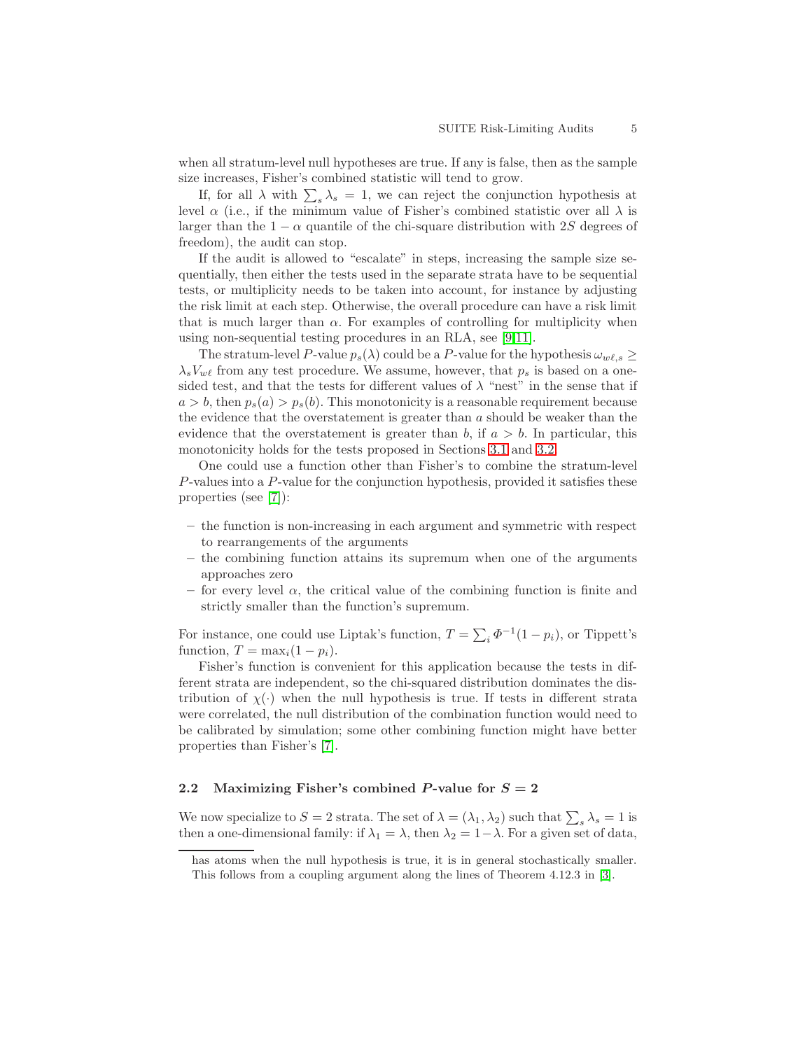when all stratum-level null hypotheses are true. If any is false, then as the sample size increases, Fisher's combined statistic will tend to grow.

If, for all $\lambda$ with $\sum_s \lambda_s = 1$, we can reject the conjunction hypothesis at level $\alpha$ (i.e., if the minimum value of Fisher's combined statistic over all $\lambda$ is larger than the $1-\alpha$ quantile of the chi-square distribution with $2S$ degrees of freedom), the audit can stop.

If the audit is allowed to "escalate" in steps, increasing the sample size sequentially, then either the tests used in the separate strata have to be sequential tests, or multiplicity needs to be taken into account, for instance by adjusting the risk limit at each step. Otherwise, the overall procedure can have a risk limit that is much larger than $\alpha$. For examples of controlling for multiplicity when using non-sequential testing procedures in an RLA, see [9,11].

The stratum-level $P$-value $p_s(\lambda)$ could be a $P$-value for the hypothesis $\omega_{w\ell,s} \geq \lambda_s V_{w\ell}$ from any test procedure. We assume, however, that $p_s$ is based on a one-sided test, and that the tests for different values of $\lambda$ "nest" in the sense that if $a > b$, then $p_s(a) > p_s(b)$. This monotonicity is a reasonable requirement because the evidence that the overstatement is greater than $a$ should be weaker than the evidence that the overstatement is greater than $b$, if $a > b$. In particular, this monotonicity holds for the tests proposed in Sections 3.1 and 3.2.

One could use a function other than Fisher's to combine the stratum-level $P$-values into a $P$-value for the conjunction hypothesis, provided it satisfies these properties (see [7]):

– the function is non-increasing in each argument and symmetric with respect to rearrangements of the arguments
– the combining function attains its supremum when one of the arguments approaches zero
– for every level $\alpha$, the critical value of the combining function is finite and strictly smaller than the function's supremum.

For instance, one could use Liptak's function, $T = \sum_i \Phi^{-1}(1-p_i)$, or Tippett's function, $T = \max_i(1-p_i)$.

Fisher's function is convenient for this application because the tests in different strata are independent, so the chi-squared distribution dominates the distribution of $\chi(\cdot)$ when the null hypothesis is true. If tests in different strata were correlated, the null distribution of the combination function would need to be calibrated by simulation; some other combining function might have better properties than Fisher's [7].

### 2.2 Maximizing Fisher's combined $P$-value for $S = 2$

We now specialize to $S = 2$ strata. The set of $\lambda = (\lambda_1, \lambda_2)$ such that $\sum_s \lambda_s = 1$ is then a one-dimensional family: if $\lambda_1 = \lambda$, then $\lambda_2 = 1 - \lambda$. For a given set of data,

has atoms when the null hypothesis is true, it is in general stochastically smaller. This follows from a coupling argument along the lines of Theorem 4.12.3 in [3].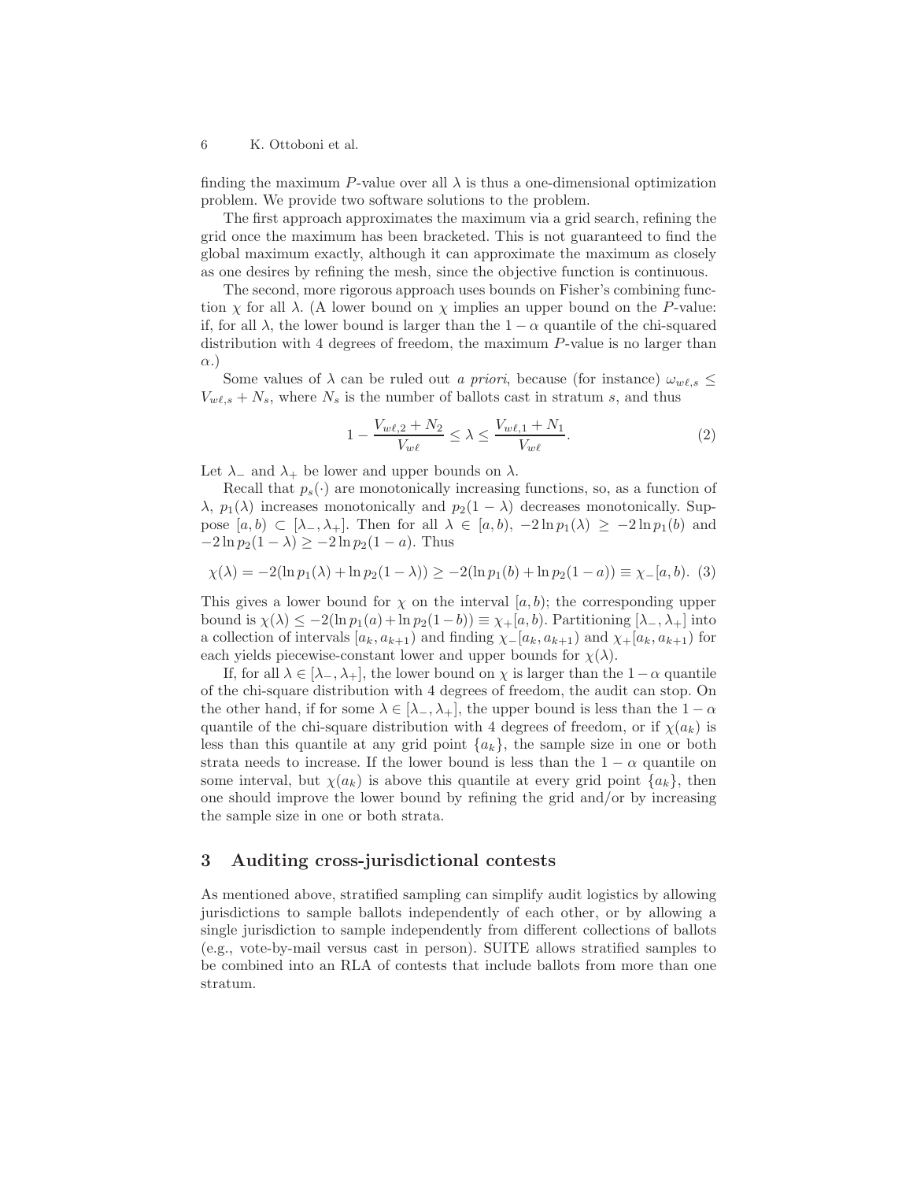finding the maximum $P$-value over all $\lambda$ is thus a one-dimensional optimization problem. We provide two software solutions to the problem.

The first approach approximates the maximum via a grid search, refining the grid once the maximum has been bracketed. This is not guaranteed to find the global maximum exactly, although it can approximate the maximum as closely as one desires by refining the mesh, since the objective function is continuous.

The second, more rigorous approach uses bounds on Fisher's combining function $\chi$ for all $\lambda$. (A lower bound on $\chi$ implies an upper bound on the $P$-value: if, for all $\lambda$, the lower bound is larger than the $1-\alpha$ quantile of the chi-squared distribution with 4 degrees of freedom, the maximum $P$-value is no larger than $\alpha$.)

Some values of $\lambda$ can be ruled out *a priori*, because (for instance) $\omega_{w\ell,s} \leq V_{w\ell,s} + N_s$, where $N_s$ is the number of ballots cast in stratum $s$, and thus

$$1 - \frac{V_{w\ell,2} + N_2}{V_{w\ell}} \leq \lambda \leq \frac{V_{w\ell,1} + N_1}{V_{w\ell}}. \tag{2}$$

Let $\lambda_-$ and $\lambda_+$ be lower and upper bounds on $\lambda$.

Recall that $p_s(\cdot)$ are monotonically increasing functions, so, as a function of $\lambda$, $p_1(\lambda)$ increases monotonically and $p_2(1-\lambda)$ decreases monotonically. Suppose $[a,b) \subset [\lambda_-, \lambda_+]$. Then for all $\lambda \in [a,b)$, $-2\ln p_1(\lambda) \geq -2\ln p_1(b)$ and $-2\ln p_2(1-\lambda) \geq -2\ln p_2(1-a)$. Thus

$$\chi(\lambda) = -2(\ln p_1(\lambda) + \ln p_2(1-\lambda)) \geq -2(\ln p_1(b) + \ln p_2(1-a)) \equiv \chi_-[a,b). \tag{3}$$

This gives a lower bound for $\chi$ on the interval $[a,b)$; the corresponding upper bound is $\chi(\lambda) \leq -2(\ln p_1(a) + \ln p_2(1-b)) \equiv \chi_+[a,b)$. Partitioning $[\lambda_-, \lambda_+]$ into a collection of intervals $[a_k, a_{k+1})$ and finding $\chi_-[a_k, a_{k+1})$ and $\chi_+[a_k, a_{k+1})$ for each yields piecewise-constant lower and upper bounds for $\chi(\lambda)$.

If, for all $\lambda \in [\lambda_-, \lambda_+]$, the lower bound on $\chi$ is larger than the $1-\alpha$ quantile of the chi-square distribution with 4 degrees of freedom, the audit can stop. On the other hand, if for some $\lambda \in [\lambda_-, \lambda_+]$, the upper bound is less than the $1-\alpha$ quantile of the chi-square distribution with 4 degrees of freedom, or if $\chi(a_k)$ is less than this quantile at any grid point $\{a_k\}$, the sample size in one or both strata needs to increase. If the lower bound is less than the $1-\alpha$ quantile on some interval, but $\chi(a_k)$ is above this quantile at every grid point $\{a_k\}$, then one should improve the lower bound by refining the grid and/or by increasing the sample size in one or both strata.

## 3 Auditing cross-jurisdictional contests

As mentioned above, stratified sampling can simplify audit logistics by allowing jurisdictions to sample ballots independently of each other, or by allowing a single jurisdiction to sample independently from different collections of ballots (e.g., vote-by-mail versus cast in person). SUITE allows stratified samples to be combined into an RLA of contests that include ballots from more than one stratum.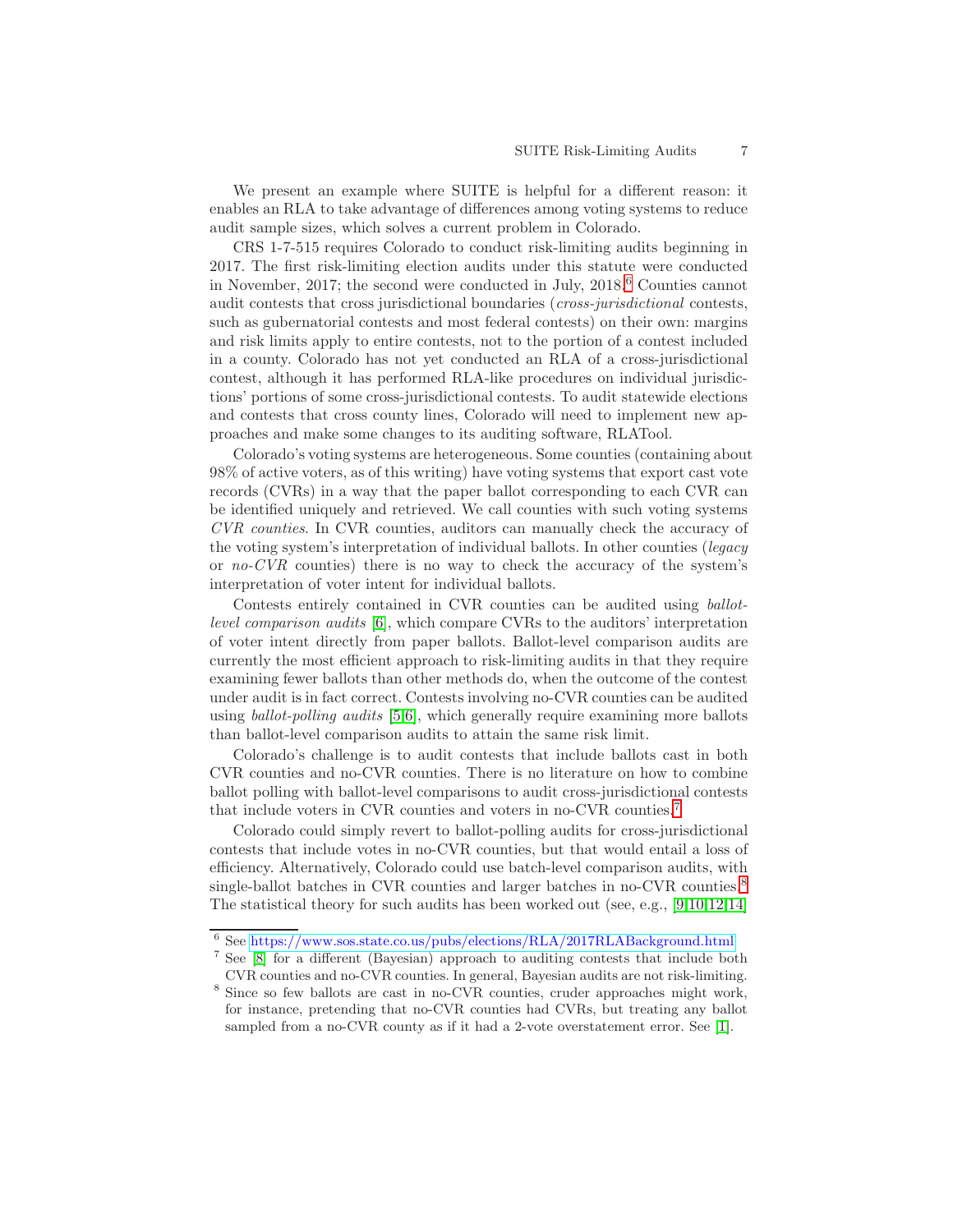We present an example where SUITE is helpful for a different reason: it enables an RLA to take advantage of differences among voting systems to reduce audit sample sizes, which solves a current problem in Colorado.

CRS 1-7-515 requires Colorado to conduct risk-limiting audits beginning in 2017. The first risk-limiting election audits under this statute were conducted in November, 2017; the second were conducted in July, 2018.[6] Counties cannot audit contests that cross jurisdictional boundaries (*cross-jurisdictional* contests, such as gubernatorial contests and most federal contests) on their own: margins and risk limits apply to entire contests, not to the portion of a contest included in a county. Colorado has not yet conducted an RLA of a cross-jurisdictional contest, although it has performed RLA-like procedures on individual jurisdictions' portions of some cross-jurisdictional contests. To audit statewide elections and contests that cross county lines, Colorado will need to implement new approaches and make some changes to its auditing software, RLATool.

Colorado's voting systems are heterogeneous. Some counties (containing about 98% of active voters, as of this writing) have voting systems that export cast vote records (CVRs) in a way that the paper ballot corresponding to each CVR can be identified uniquely and retrieved. We call counties with such voting systems *CVR counties*. In CVR counties, auditors can manually check the accuracy of the voting system's interpretation of individual ballots. In other counties (*legacy* or *no-CVR* counties) there is no way to check the accuracy of the system's interpretation of voter intent for individual ballots.

Contests entirely contained in CVR counties can be audited using *ballot-level comparison audits* [6], which compare CVRs to the auditors' interpretation of voter intent directly from paper ballots. Ballot-level comparison audits are currently the most efficient approach to risk-limiting audits in that they require examining fewer ballots than other methods do, when the outcome of the contest under audit is in fact correct. Contests involving no-CVR counties can be audited using *ballot-polling audits* [5,6], which generally require examining more ballots than ballot-level comparison audits to attain the same risk limit.

Colorado's challenge is to audit contests that include ballots cast in both CVR counties and no-CVR counties. There is no literature on how to combine ballot polling with ballot-level comparisons to audit cross-jurisdictional contests that include voters in CVR counties and voters in no-CVR counties.[7]

Colorado could simply revert to ballot-polling audits for cross-jurisdictional contests that include votes in no-CVR counties, but that would entail a loss of efficiency. Alternatively, Colorado could use batch-level comparison audits, with single-ballot batches in CVR counties and larger batches in no-CVR counties.[8] The statistical theory for such audits has been worked out (see, e.g., [9,10,12,14]

---

[6] See https://www.sos.state.co.us/pubs/elections/RLA/2017RLABackground.html

[7] See [8] for a different (Bayesian) approach to auditing contests that include both CVR counties and no-CVR counties. In general, Bayesian audits are not risk-limiting.

[8] Since so few ballots are cast in no-CVR counties, cruder approaches might work, for instance, pretending that no-CVR counties had CVRs, but treating any ballot sampled from a no-CVR county as if it had a 2-vote overstatement error. See [1].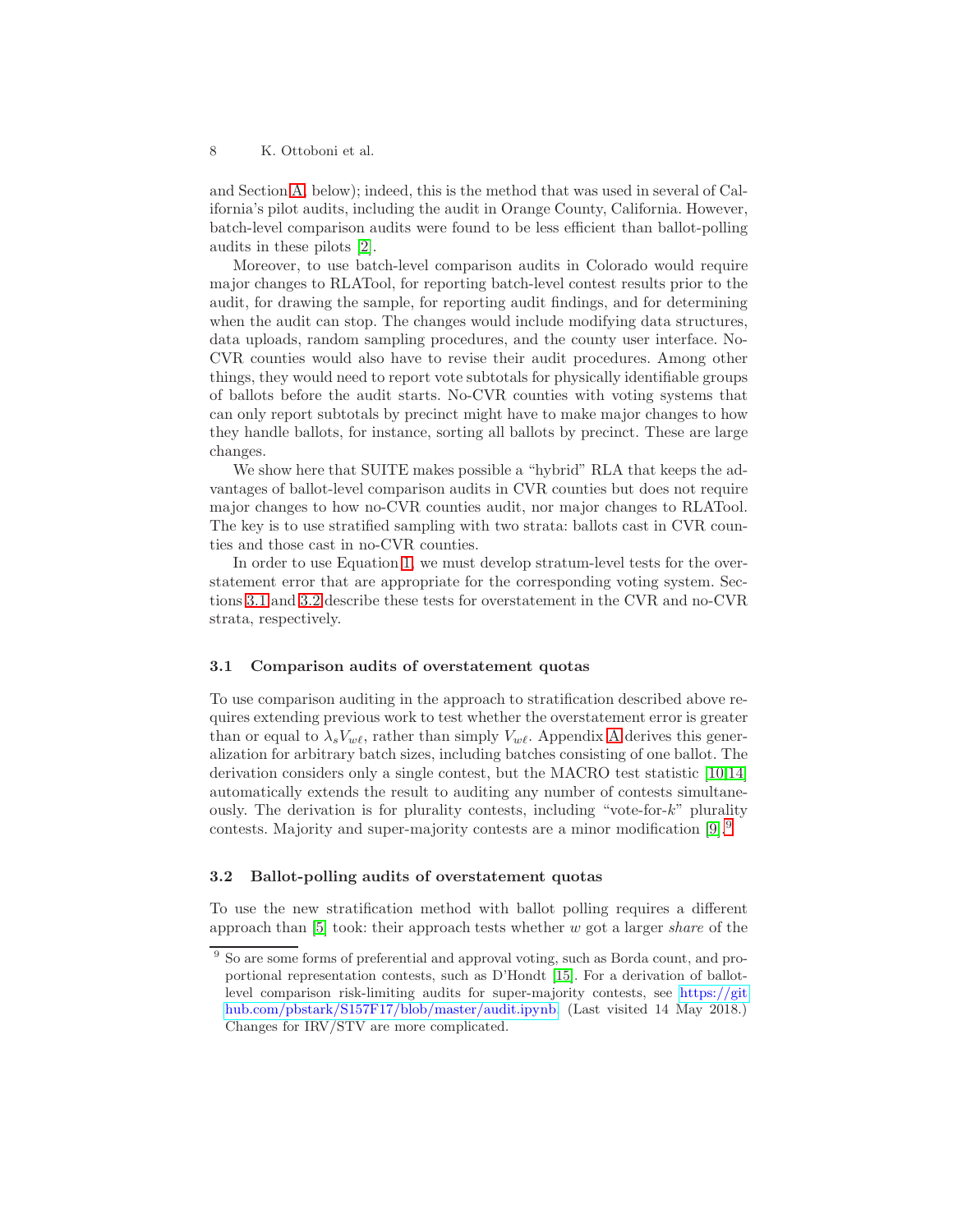and Section A, below); indeed, this is the method that was used in several of California's pilot audits, including the audit in Orange County, California. However, batch-level comparison audits were found to be less efficient than ballot-polling audits in these pilots [2].

Moreover, to use batch-level comparison audits in Colorado would require major changes to RLATool, for reporting batch-level contest results prior to the audit, for drawing the sample, for reporting audit findings, and for determining when the audit can stop. The changes would include modifying data structures, data uploads, random sampling procedures, and the county user interface. No-CVR counties would also have to revise their audit procedures. Among other things, they would need to report vote subtotals for physically identifiable groups of ballots before the audit starts. No-CVR counties with voting systems that can only report subtotals by precinct might have to make major changes to how they handle ballots, for instance, sorting all ballots by precinct. These are large changes.

We show here that SUITE makes possible a "hybrid" RLA that keeps the advantages of ballot-level comparison audits in CVR counties but does not require major changes to how no-CVR counties audit, nor major changes to RLATool. The key is to use stratified sampling with two strata: ballots cast in CVR counties and those cast in no-CVR counties.

In order to use Equation 1, we must develop stratum-level tests for the overstatement error that are appropriate for the corresponding voting system. Sections 3.1 and 3.2 describe these tests for overstatement in the CVR and no-CVR strata, respectively.

### 3.1 Comparison audits of overstatement quotas

To use comparison auditing in the approach to stratification described above requires extending previous work to test whether the overstatement error is greater than or equal to $\lambda_s V_{w\ell}$, rather than simply $V_{w\ell}$. Appendix A derives this generalization for arbitrary batch sizes, including batches consisting of one ballot. The derivation considers only a single contest, but the MACRO test statistic [10,14] automatically extends the result to auditing any number of contests simultaneously. The derivation is for plurality contests, including "vote-for-$k$" plurality contests. Majority and super-majority contests are a minor modification [9].[9]

### 3.2 Ballot-polling audits of overstatement quotas

To use the new stratification method with ballot polling requires a different approach than [5] took: their approach tests whether $w$ got a larger *share* of the

[9] So are some forms of preferential and approval voting, such as Borda count, and proportional representation contests, such as D'Hondt [15]. For a derivation of ballot-level comparison risk-limiting audits for super-majority contests, see https://github.com/pbstark/S157F17/blob/master/audit.ipynb. (Last visited 14 May 2018.) Changes for IRV/STV are more complicated.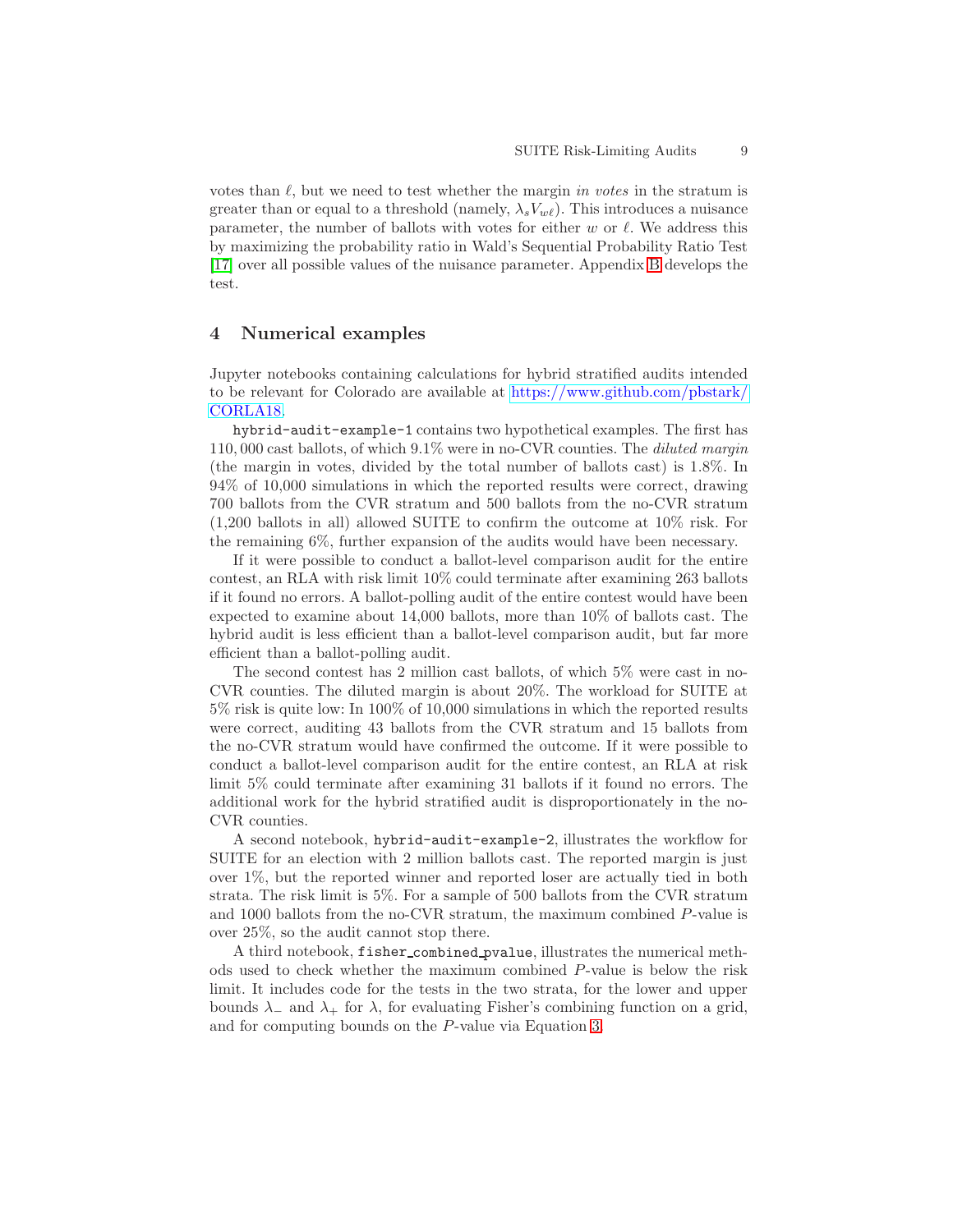votes than $\ell$, but we need to test whether the margin *in votes* in the stratum is greater than or equal to a threshold (namely, $\lambda_s V_{w\ell}$). This introduces a nuisance parameter, the number of ballots with votes for either $w$ or $\ell$. We address this by maximizing the probability ratio in Wald's Sequential Probability Ratio Test [17] over all possible values of the nuisance parameter. Appendix B develops the test.

## 4 Numerical examples

Jupyter notebooks containing calculations for hybrid stratified audits intended to be relevant for Colorado are available at https://www.github.com/pbstark/CORLA18.

hybrid-audit-example-1 contains two hypothetical examples. The first has 110,000 cast ballots, of which 9.1% were in no-CVR counties. The *diluted margin* (the margin in votes, divided by the total number of ballots cast) is 1.8%. In 94% of 10,000 simulations in which the reported results were correct, drawing 700 ballots from the CVR stratum and 500 ballots from the no-CVR stratum (1,200 ballots in all) allowed SUITE to confirm the outcome at 10% risk. For the remaining 6%, further expansion of the audits would have been necessary.

If it were possible to conduct a ballot-level comparison audit for the entire contest, an RLA with risk limit 10% could terminate after examining 263 ballots if it found no errors. A ballot-polling audit of the entire contest would have been expected to examine about 14,000 ballots, more than 10% of ballots cast. The hybrid audit is less efficient than a ballot-level comparison audit, but far more efficient than a ballot-polling audit.

The second contest has 2 million cast ballots, of which 5% were cast in no-CVR counties. The diluted margin is about 20%. The workload for SUITE at 5% risk is quite low: In 100% of 10,000 simulations in which the reported results were correct, auditing 43 ballots from the CVR stratum and 15 ballots from the no-CVR stratum would have confirmed the outcome. If it were possible to conduct a ballot-level comparison audit for the entire contest, an RLA at risk limit 5% could terminate after examining 31 ballots if it found no errors. The additional work for the hybrid stratified audit is disproportionately in the no-CVR counties.

A second notebook, hybrid-audit-example-2, illustrates the workflow for SUITE for an election with 2 million ballots cast. The reported margin is just over 1%, but the reported winner and reported loser are actually tied in both strata. The risk limit is 5%. For a sample of 500 ballots from the CVR stratum and 1000 ballots from the no-CVR stratum, the maximum combined $P$-value is over 25%, so the audit cannot stop there.

A third notebook, fisher_combined_pvalue, illustrates the numerical methods used to check whether the maximum combined $P$-value is below the risk limit. It includes code for the tests in the two strata, for the lower and upper bounds $\lambda_-$ and $\lambda_+$ for $\lambda$, for evaluating Fisher's combining function on a grid, and for computing bounds on the $P$-value via Equation 3.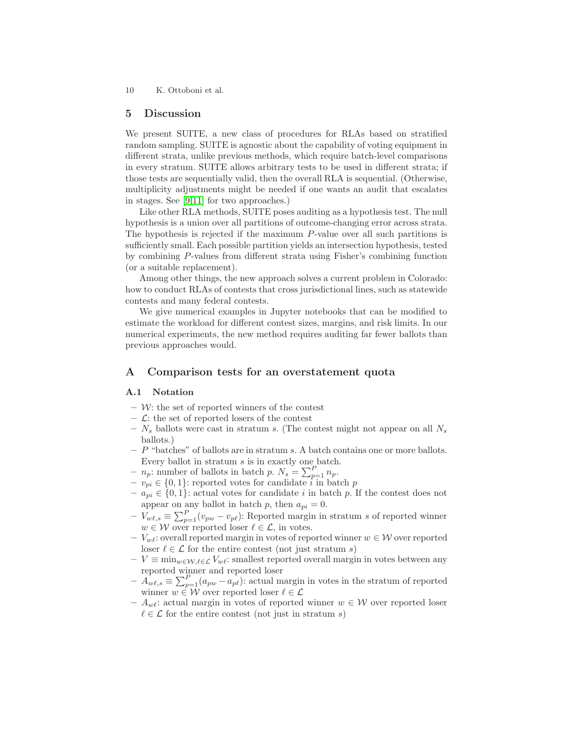## 5 Discussion

We present SUITE, a new class of procedures for RLAs based on stratified random sampling. SUITE is agnostic about the capability of voting equipment in different strata, unlike previous methods, which require batch-level comparisons in every stratum. SUITE allows arbitrary tests to be used in different strata; if those tests are sequentially valid, then the overall RLA is sequential. (Otherwise, multiplicity adjustments might be needed if one wants an audit that escalates in stages. See [9,11] for two approaches.)

Like other RLA methods, SUITE poses auditing as a hypothesis test. The null hypothesis is a union over all partitions of outcome-changing error across strata. The hypothesis is rejected if the maximum $P$-value over all such partitions is sufficiently small. Each possible partition yields an intersection hypothesis, tested by combining $P$-values from different strata using Fisher's combining function (or a suitable replacement).

Among other things, the new approach solves a current problem in Colorado: how to conduct RLAs of contests that cross jurisdictional lines, such as statewide contests and many federal contests.

We give numerical examples in Jupyter notebooks that can be modified to estimate the workload for different contest sizes, margins, and risk limits. In our numerical experiments, the new method requires auditing far fewer ballots than previous approaches would.

## A Comparison tests for an overstatement quota

### A.1 Notation

- $\mathcal{W}$: the set of reported winners of the contest
- $\mathcal{L}$: the set of reported losers of the contest
- $N_s$ ballots were cast in stratum $s$. (The contest might not appear on all $N_s$ ballots.)
- $P$ "batches" of ballots are in stratum $s$. A batch contains one or more ballots. Every ballot in stratum $s$ is in exactly one batch.
- $n_p$: number of ballots in batch $p$. $N_s = \sum_{p=1}^{P} n_p$.
- $v_{pi} \in \{0, 1\}$: reported votes for candidate $i$ in batch $p$
- $a_{pi} \in \{0, 1\}$: actual votes for candidate $i$ in batch $p$. If the contest does not appear on any ballot in batch $p$, then $a_{pi} = 0$.
- $V_{w\ell,s} \equiv \sum_{p=1}^{P}(v_{pw} - v_{p\ell})$: Reported margin in stratum $s$ of reported winner $w \in \mathcal{W}$ over reported loser $\ell \in \mathcal{L}$, in votes.
- $V_{w\ell}$: overall reported margin in votes of reported winner $w \in \mathcal{W}$ over reported loser $\ell \in \mathcal{L}$ for the entire contest (not just stratum $s$)
- $V \equiv \min_{w \in \mathcal{W}, \ell \in \mathcal{L}} V_{w\ell}$: smallest reported overall margin in votes between any reported winner and reported loser
- $A_{w\ell,s} \equiv \sum_{p=1}^{P}(a_{pw} - a_{p\ell})$: actual margin in votes in the stratum of reported winner $w \in \mathcal{W}$ over reported loser $\ell \in \mathcal{L}$
- $A_{w\ell}$: actual margin in votes of reported winner $w \in \mathcal{W}$ over reported loser $\ell \in \mathcal{L}$ for the entire contest (not just in stratum $s$)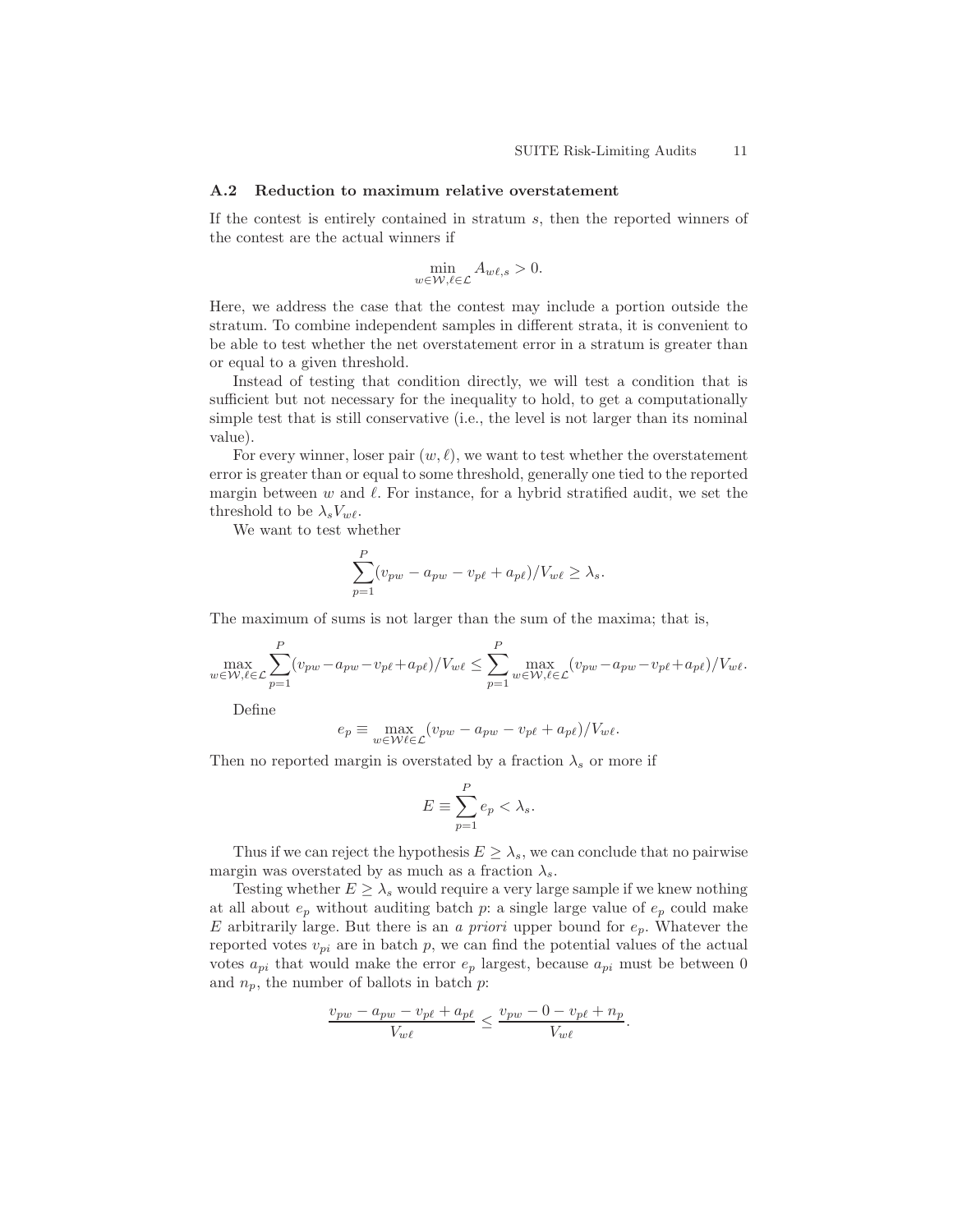### A.2 Reduction to maximum relative overstatement

If the contest is entirely contained in stratum $s$, then the reported winners of the contest are the actual winners if

$$\min_{w \in \mathcal{W}, \ell \in \mathcal{L}} A_{w\ell,s} > 0.$$

Here, we address the case that the contest may include a portion outside the stratum. To combine independent samples in different strata, it is convenient to be able to test whether the net overstatement error in a stratum is greater than or equal to a given threshold.

Instead of testing that condition directly, we will test a condition that is sufficient but not necessary for the inequality to hold, to get a computationally simple test that is still conservative (i.e., the level is not larger than its nominal value).

For every winner, loser pair $(w, \ell)$, we want to test whether the overstatement error is greater than or equal to some threshold, generally one tied to the reported margin between $w$ and $\ell$. For instance, for a hybrid stratified audit, we set the threshold to be $\lambda_s V_{w\ell}$.

We want to test whether

$$\sum_{p=1}^{P} (v_{pw} - a_{pw} - v_{p\ell} + a_{p\ell})/V_{w\ell} \geq \lambda_s.$$

The maximum of sums is not larger than the sum of the maxima; that is,

$$\max_{w \in \mathcal{W}, \ell \in \mathcal{L}} \sum_{p=1}^{P} (v_{pw} - a_{pw} - v_{p\ell} + a_{p\ell})/V_{w\ell} \leq \sum_{p=1}^{P} \max_{w \in \mathcal{W}, \ell \in \mathcal{L}} (v_{pw} - a_{pw} - v_{p\ell} + a_{p\ell})/V_{w\ell}.$$

Define

$$e_p \equiv \max_{w \in \mathcal{W} \ell \in \mathcal{L}} (v_{pw} - a_{pw} - v_{p\ell} + a_{p\ell})/V_{w\ell}.$$

Then no reported margin is overstated by a fraction $\lambda_s$ or more if

$$E \equiv \sum_{p=1}^{P} e_p < \lambda_s.$$

Thus if we can reject the hypothesis $E \geq \lambda_s$, we can conclude that no pairwise margin was overstated by as much as a fraction $\lambda_s$.

Testing whether $E \geq \lambda_s$ would require a very large sample if we knew nothing at all about $e_p$ without auditing batch $p$: a single large value of $e_p$ could make $E$ arbitrarily large. But there is an *a priori* upper bound for $e_p$. Whatever the reported votes $v_{pi}$ are in batch $p$, we can find the potential values of the actual votes $a_{pi}$ that would make the error $e_p$ largest, because $a_{pi}$ must be between 0 and $n_p$, the number of ballots in batch $p$:

$$\frac{v_{pw} - a_{pw} - v_{p\ell} + a_{p\ell}}{V_{w\ell}} \leq \frac{v_{pw} - 0 - v_{p\ell} + n_p}{V_{w\ell}}.$$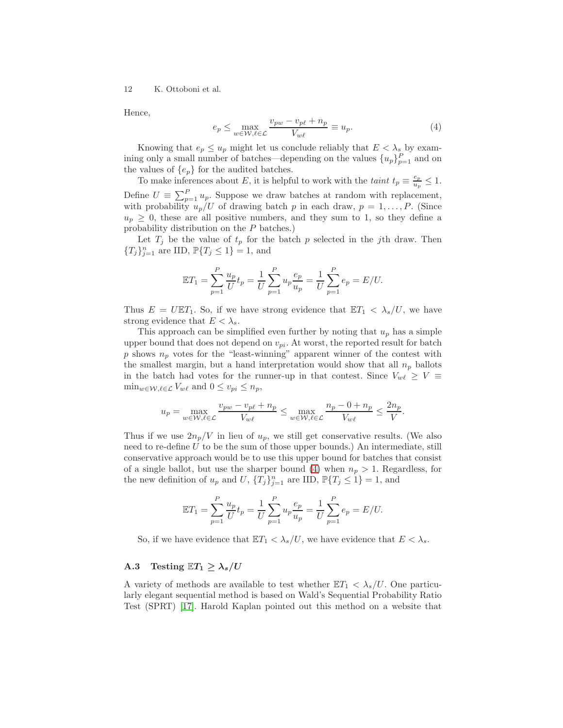Hence,

$$e_p \le \max_{w \in \mathcal{W}, \ell \in \mathcal{L}} \frac{v_{pw} - v_{p\ell} + n_p}{V_{w\ell}} \equiv u_p. \tag{4}$$

Knowing that $e_p \le u_p$ might let us conclude reliably that $E < \lambda_s$ by examining only a small number of batches—depending on the values $\{u_p\}_{p=1}^P$ and on the values of $\{e_p\}$ for the audited batches.

To make inferences about $E$, it is helpful to work with the *taint* $t_p \equiv \frac{e_p}{u_p} \le 1$. Define $U \equiv \sum_{p=1}^P u_p$. Suppose we draw batches at random with replacement, with probability $u_p/U$ of drawing batch $p$ in each draw, $p = 1, \ldots, P$. (Since $u_p \ge 0$, these are all positive numbers, and they sum to 1, so they define a probability distribution on the $P$ batches.)

Let $T_j$ be the value of $t_p$ for the batch $p$ selected in the $j$th draw. Then $\{T_j\}_{j=1}^n$ are IID, $\mathbb{P}\{T_j \le 1\} = 1$, and

$$\mathbb{E}T_1 = \sum_{p=1}^P \frac{u_p}{U} t_p = \frac{1}{U} \sum_{p=1}^P u_p \frac{e_p}{u_p} = \frac{1}{U} \sum_{p=1}^P e_p = E/U.$$

Thus $E = U\mathbb{E}T_1$. So, if we have strong evidence that $\mathbb{E}T_1 < \lambda_s/U$, we have strong evidence that $E < \lambda_s$.

This approach can be simplified even further by noting that $u_p$ has a simple upper bound that does not depend on $v_{pi}$. At worst, the reported result for batch $p$ shows $n_p$ votes for the "least-winning" apparent winner of the contest with the smallest margin, but a hand interpretation would show that all $n_p$ ballots in the batch had votes for the runner-up in that contest. Since $V_{w\ell} \ge V \equiv \min_{w \in \mathcal{W}, \ell \in \mathcal{L}} V_{w\ell}$ and $0 \le v_{pi} \le n_p$,

$$u_p = \max_{w \in \mathcal{W}, \ell \in \mathcal{L}} \frac{v_{pw} - v_{p\ell} + n_p}{V_{w\ell}} \le \max_{w \in \mathcal{W}, \ell \in \mathcal{L}} \frac{n_p - 0 + n_p}{V_{w\ell}} \le \frac{2n_p}{V}.$$

Thus if we use $2n_p/V$ in lieu of $u_p$, we still get conservative results. (We also need to re-define $U$ to be the sum of those upper bounds.) An intermediate, still conservative approach would be to use this upper bound for batches that consist of a single ballot, but use the sharper bound (4) when $n_p > 1$. Regardless, for the new definition of $u_p$ and $U$, $\{T_j\}_{j=1}^n$ are IID, $\mathbb{P}\{T_j \le 1\} = 1$, and

$$\mathbb{E}T_1 = \sum_{p=1}^P \frac{u_p}{U} t_p = \frac{1}{U} \sum_{p=1}^P u_p \frac{e_p}{u_p} = \frac{1}{U} \sum_{p=1}^P e_p = E/U.$$

So, if we have evidence that $\mathbb{E}T_1 < \lambda_s/U$, we have evidence that $E < \lambda_s$.

### A.3 Testing $\mathbb{E}T_1 \ge \lambda_s/U$

A variety of methods are available to test whether $\mathbb{E}T_1 < \lambda_s/U$. One particularly elegant sequential method is based on Wald's Sequential Probability Ratio Test (SPRT) [17]. Harold Kaplan pointed out this method on a website that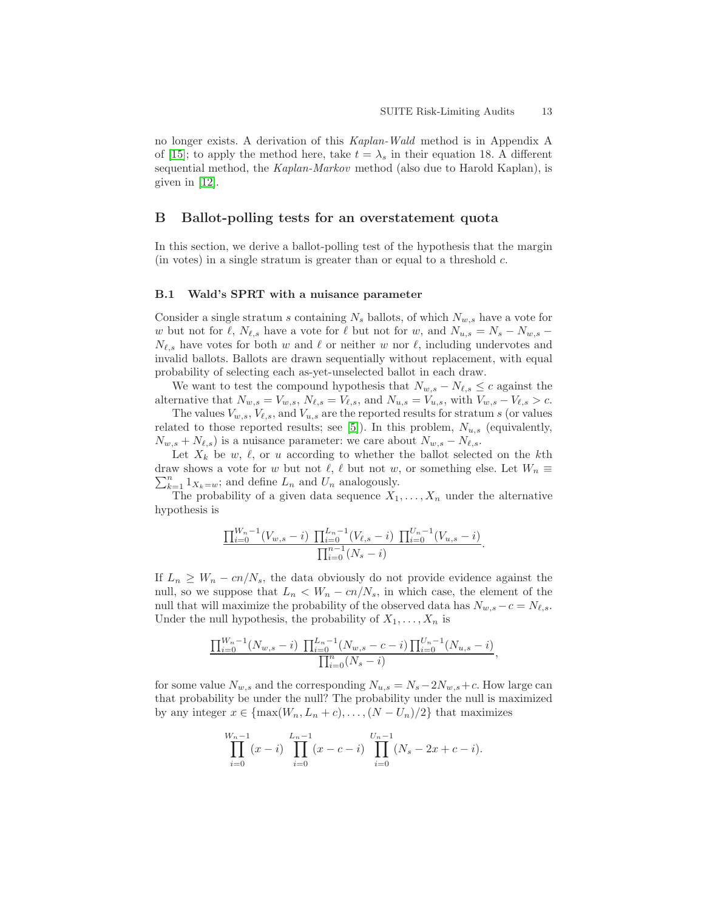no longer exists. A derivation of this *Kaplan-Wald* method is in Appendix A of [15]; to apply the method here, take $t = \lambda_s$ in their equation 18. A different sequential method, the *Kaplan-Markov* method (also due to Harold Kaplan), is given in [12].

## B Ballot-polling tests for an overstatement quota

In this section, we derive a ballot-polling test of the hypothesis that the margin (in votes) in a single stratum is greater than or equal to a threshold $c$.

### B.1 Wald's SPRT with a nuisance parameter

Consider a single stratum $s$ containing $N_s$ ballots, of which $N_{w,s}$ have a vote for $w$ but not for $\ell$, $N_{\ell,s}$ have a vote for $\ell$ but not for $w$, and $N_{u,s} = N_s - N_{w,s} - N_{\ell,s}$ have votes for both $w$ and $\ell$ or neither $w$ nor $\ell$, including undervotes and invalid ballots. Ballots are drawn sequentially without replacement, with equal probability of selecting each as-yet-unselected ballot in each draw.

We want to test the compound hypothesis that $N_{w,s} - N_{\ell,s} \le c$ against the alternative that $N_{w,s} = V_{w,s}$, $N_{\ell,s} = V_{\ell,s}$, and $N_{u,s} = V_{u,s}$, with $V_{w,s} - V_{\ell,s} > c$.

The values $V_{w,s}$, $V_{\ell,s}$, and $V_{u,s}$ are the reported results for stratum $s$ (or values related to those reported results; see [5]). In this problem, $N_{u,s}$ (equivalently, $N_{w,s} + N_{\ell,s}$) is a nuisance parameter: we care about $N_{w,s} - N_{\ell,s}$.

Let $X_k$ be $w$, $\ell$, or $u$ according to whether the ballot selected on the $k$th draw shows a vote for $w$ but not $\ell$, $\ell$ but not $w$, or something else. Let $W_n \equiv \sum_{k=1}^{n} 1_{X_k = w}$; and define $L_n$ and $U_n$ analogously.

The probability of a given data sequence $X_1, \ldots, X_n$ under the alternative hypothesis is

$$\frac{\prod_{i=0}^{W_n-1}(V_{w,s} - i) \; \prod_{i=0}^{L_n-1}(V_{\ell,s} - i) \; \prod_{i=0}^{U_n-1}(V_{u,s} - i)}{\prod_{i=0}^{n-1}(N_s - i)}.$$

If $L_n \ge W_n - cn/N_s$, the data obviously do not provide evidence against the null, so we suppose that $L_n < W_n - cn/N_s$, in which case, the element of the null that will maximize the probability of the observed data has $N_{w,s} - c = N_{\ell,s}$. Under the null hypothesis, the probability of $X_1, \ldots, X_n$ is

$$\frac{\prod_{i=0}^{W_n-1}(N_{w,s} - i) \; \prod_{i=0}^{L_n-1}(N_{w,s} - c - i) \prod_{i=0}^{U_n-1}(N_{u,s} - i)}{\prod_{i=0}^{n}(N_s - i)},$$

for some value $N_{w,s}$ and the corresponding $N_{u,s} = N_s - 2N_{w,s} + c$. How large can that probability be under the null? The probability under the null is maximized by any integer $x \in \{\max(W_n, L_n + c), \ldots, (N - U_n)/2\}$ that maximizes

$$\prod_{i=0}^{W_n-1}(x - i) \; \prod_{i=0}^{L_n-1}(x - c - i) \; \prod_{i=0}^{U_n-1}(N_s - 2x + c - i).$$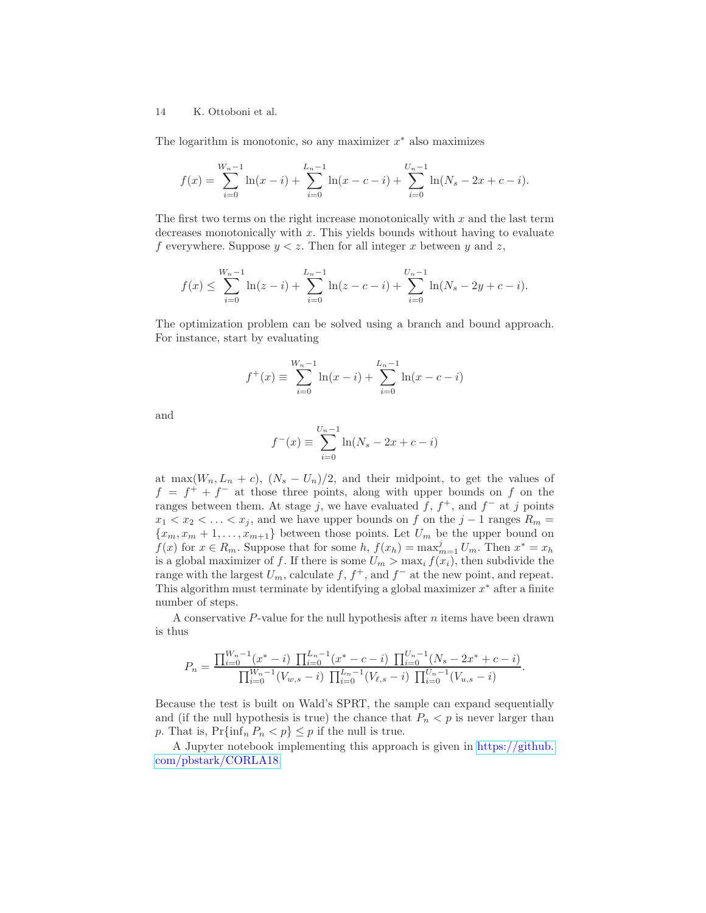The logarithm is monotonic, so any maximizer $x^*$ also maximizes

$$f(x) = \sum_{i=0}^{W_n-1} \ln(x-i) + \sum_{i=0}^{L_n-1} \ln(x-c-i) + \sum_{i=0}^{U_n-1} \ln(N_s - 2x + c - i).$$

The first two terms on the right increase monotonically with $x$ and the last term decreases monotonically with $x$. This yields bounds without having to evaluate $f$ everywhere. Suppose $y < z$. Then for all integer $x$ between $y$ and $z$,

$$f(x) \leq \sum_{i=0}^{W_n-1} \ln(z-i) + \sum_{i=0}^{L_n-1} \ln(z-c-i) + \sum_{i=0}^{U_n-1} \ln(N_s - 2y + c - i).$$

The optimization problem can be solved using a branch and bound approach. For instance, start by evaluating

$$f^+(x) \equiv \sum_{i=0}^{W_n-1} \ln(x-i) + \sum_{i=0}^{L_n-1} \ln(x-c-i)$$

and

$$f^-(x) \equiv \sum_{i=0}^{U_n-1} \ln(N_s - 2x + c - i)$$

at $\max(W_n, L_n + c)$, $(N_s - U_n)/2$, and their midpoint, to get the values of $f = f^+ + f^-$ at those three points, along with upper bounds on $f$ on the ranges between them. At stage $j$, we have evaluated $f$, $f^+$, and $f^-$ at $j$ points $x_1 < x_2 < \ldots < x_j$, and we have upper bounds on $f$ on the $j-1$ ranges $R_m = \{x_m, x_m + 1, \ldots, x_{m+1}\}$ between those points. Let $U_m$ be the upper bound on $f(x)$ for $x \in R_m$. Suppose that for some $h$, $f(x_h) = \max_{m=1}^{j} U_m$. Then $x^* = x_h$ is a global maximizer of $f$. If there is some $U_m > \max_i f(x_i)$, then subdivide the range with the largest $U_m$, calculate $f$, $f^+$, and $f^-$ at the new point, and repeat. This algorithm must terminate by identifying a global maximizer $x^*$ after a finite number of steps.

A conservative $P$-value for the null hypothesis after $n$ items have been drawn is thus

$$P_n = \frac{\prod_{i=0}^{W_n-1}(x^*-i) \prod_{i=0}^{L_n-1}(x^*-c-i) \prod_{i=0}^{U_n-1}(N_s - 2x^* + c - i)}{\prod_{i=0}^{W_n-1}(V_{w,s}-i) \prod_{i=0}^{L_n-1}(V_{\ell,s}-i) \prod_{i=0}^{U_n-1}(V_{u,s}-i)}.$$

Because the test is built on Wald's SPRT, the sample can expand sequentially and (if the null hypothesis is true) the chance that $P_n < p$ is never larger than $p$. That is, $\Pr\{\inf_n P_n < p\} \leq p$ if the null is true.

A Jupyter notebook implementing this approach is given in https://github.com/pbstark/CORLA18.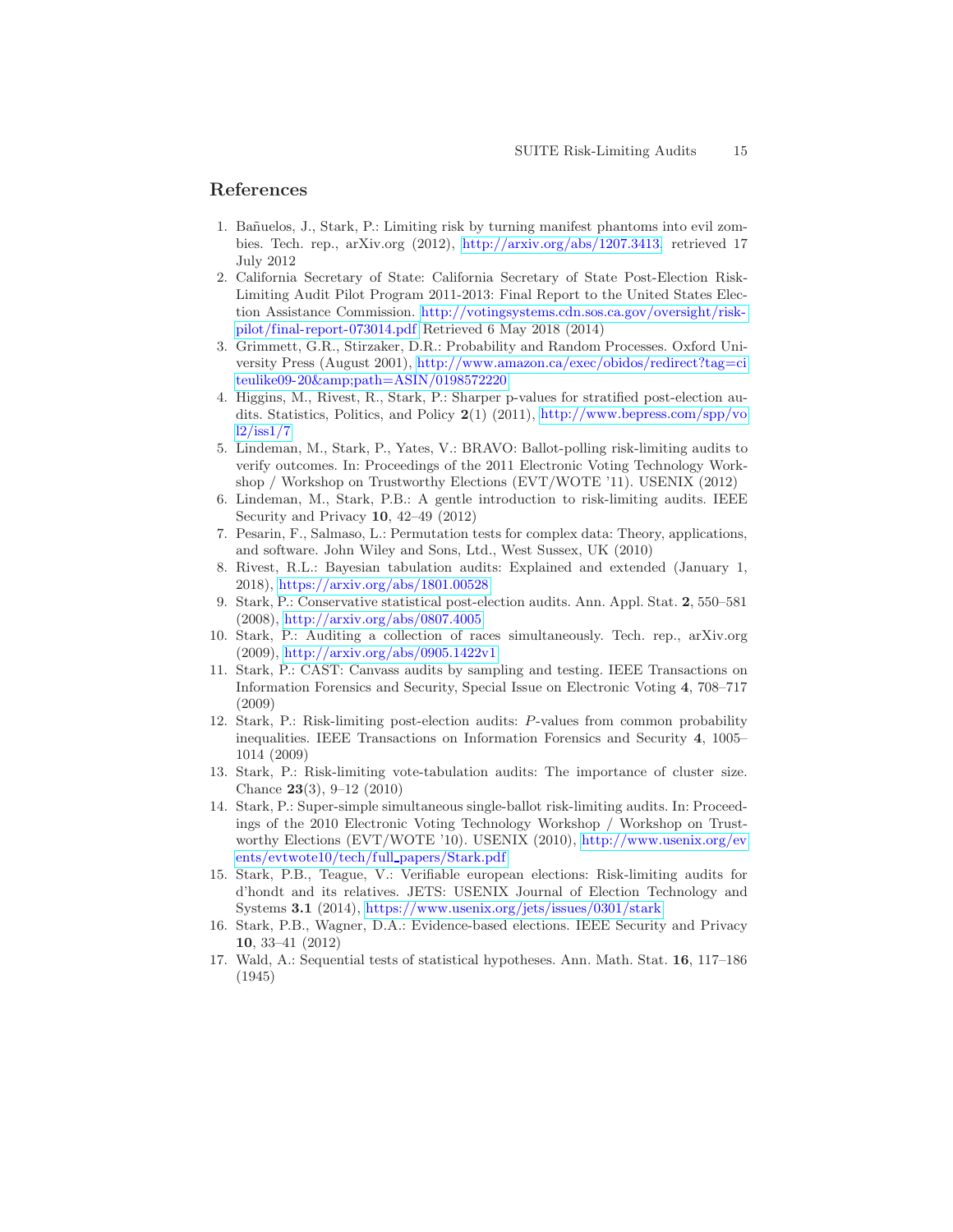## References

1. Bañuelos, J., Stark, P.: Limiting risk by turning manifest phantoms into evil zombies. Tech. rep., arXiv.org (2012), http://arxiv.org/abs/1207.3413, retrieved 17 July 2012
2. California Secretary of State: California Secretary of State Post-Election Risk-Limiting Audit Pilot Program 2011-2013: Final Report to the United States Election Assistance Commission. http://votingsystems.cdn.sos.ca.gov/oversight/risk-pilot/final-report-073014.pdf Retrieved 6 May 2018 (2014)
3. Grimmett, G.R., Stirzaker, D.R.: Probability and Random Processes. Oxford University Press (August 2001), http://www.amazon.ca/exec/obidos/redirect?tag=citeulike09-20&amp;path=ASIN/0198572220
4. Higgins, M., Rivest, R., Stark, P.: Sharper p-values for stratified post-election audits. Statistics, Politics, and Policy **2**(1) (2011), http://www.bepress.com/spp/vol2/iss1/7
5. Lindeman, M., Stark, P., Yates, V.: BRAVO: Ballot-polling risk-limiting audits to verify outcomes. In: Proceedings of the 2011 Electronic Voting Technology Workshop / Workshop on Trustworthy Elections (EVT/WOTE '11). USENIX (2012)
6. Lindeman, M., Stark, P.B.: A gentle introduction to risk-limiting audits. IEEE Security and Privacy **10**, 42–49 (2012)
7. Pesarin, F., Salmaso, L.: Permutation tests for complex data: Theory, applications, and software. John Wiley and Sons, Ltd., West Sussex, UK (2010)
8. Rivest, R.L.: Bayesian tabulation audits: Explained and extended (January 1, 2018), https://arxiv.org/abs/1801.00528
9. Stark, P.: Conservative statistical post-election audits. Ann. Appl. Stat. **2**, 550–581 (2008), http://arxiv.org/abs/0807.4005
10. Stark, P.: Auditing a collection of races simultaneously. Tech. rep., arXiv.org (2009), http://arxiv.org/abs/0905.1422v1
11. Stark, P.: CAST: Canvass audits by sampling and testing. IEEE Transactions on Information Forensics and Security, Special Issue on Electronic Voting **4**, 708–717 (2009)
12. Stark, P.: Risk-limiting post-election audits: *P*-values from common probability inequalities. IEEE Transactions on Information Forensics and Security **4**, 1005–1014 (2009)
13. Stark, P.: Risk-limiting vote-tabulation audits: The importance of cluster size. Chance **23**(3), 9–12 (2010)
14. Stark, P.: Super-simple simultaneous single-ballot risk-limiting audits. In: Proceedings of the 2010 Electronic Voting Technology Workshop / Workshop on Trustworthy Elections (EVT/WOTE '10). USENIX (2010), http://www.usenix.org/events/evtwote10/tech/full_papers/Stark.pdf
15. Stark, P.B., Teague, V.: Verifiable european elections: Risk-limiting audits for d'hondt and its relatives. JETS: USENIX Journal of Election Technology and Systems **3.1** (2014), https://www.usenix.org/jets/issues/0301/stark
16. Stark, P.B., Wagner, D.A.: Evidence-based elections. IEEE Security and Privacy **10**, 33–41 (2012)
17. Wald, A.: Sequential tests of statistical hypotheses. Ann. Math. Stat. **16**, 117–186 (1945)